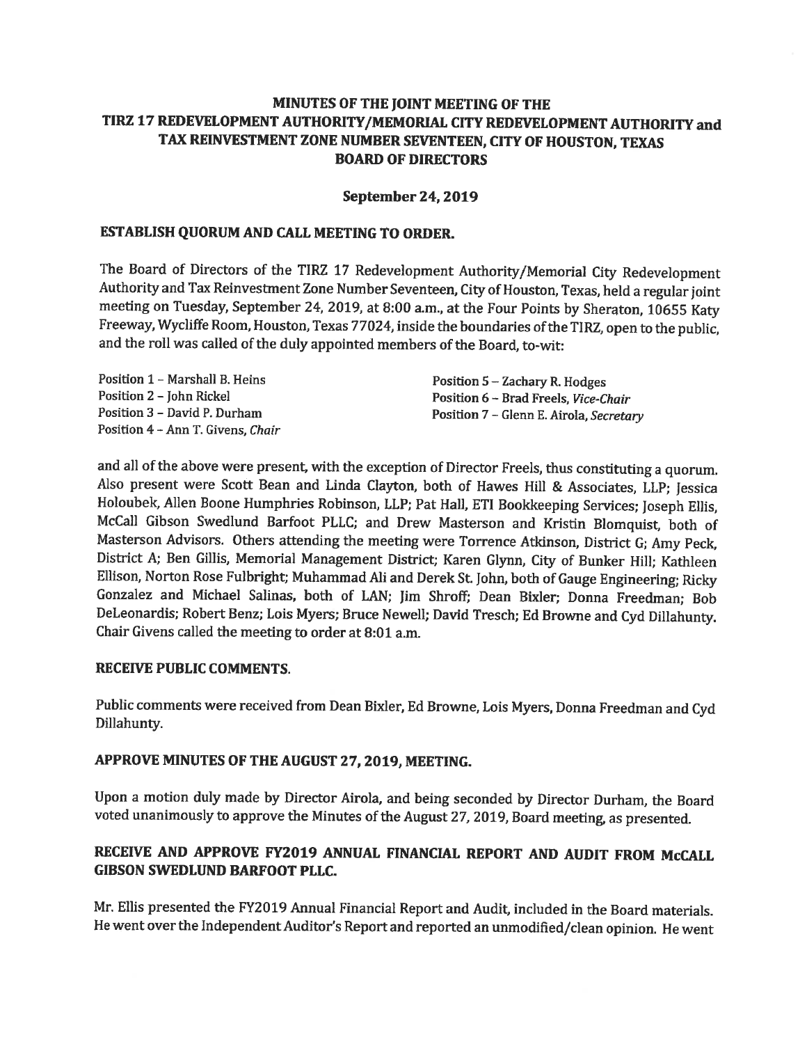**MINUTES OF THE JOINT MEETING OF THE TIRZ 17 REDEVELOPMENT AUTHORITY/MEMORIAL CITY REDEVELOPMENT AUTHORITY and TAX REINVESTMENT ZONE NUMBER SEVENTEEN, CITY OF HOUSTON, TEXAS BOARD OF DIRECTORS**

**September 24, 2019**

## ESTABLISH QUORUM AND CALL MEETING TO ORDER.

The Board of Directors of the TIRZ 17 Redevelopment Authority/Memorial City Redevelopment Authority and Tax Reinvestment Zone Number Seventeen, City of Houston, Texas, held a regular joint meeting on Tuesday, September 24, 2019, at 8:00 a.m., at the Four Points by Sheraton, 10655 Katy Freeway, Wycliffe Room, Houston, Texas 77024, inside the boundaries of the TIRZ, open to the public, and the roll was called of the duly appointed members of the Board, to-wit:

Position 1 – Marshall B. Heins
Position 2 – John Rickel
Position 3 – David P. Durham
Position 4 – Ann T. Givens, *Chair*
Position 5 – Zachary R. Hodges
Position 6 – Brad Freels, *Vice-Chair*
Position 7 – Glenn E. Airola, *Secretary*

and all of the above were present, with the exception of Director Freels, thus constituting a quorum. Also present were Scott Bean and Linda Clayton, both of Hawes Hill & Associates, LLP; Jessica Holoubek, Allen Boone Humphries Robinson, LLP; Pat Hall, ETI Bookkeeping Services; Joseph Ellis, McCall Gibson Swedlund Barfoot PLLC; and Drew Masterson and Kristin Blomquist, both of Masterson Advisors. Others attending the meeting were Torrence Atkinson, District G; Amy Peck, District A; Ben Gillis, Memorial Management District; Karen Glynn, City of Bunker Hill; Kathleen Ellison, Norton Rose Fulbright; Muhammad Ali and Derek St. John, both of Gauge Engineering; Ricky Gonzalez and Michael Salinas, both of LAN; Jim Shroff; Dean Bixler; Donna Freedman; Bob DeLeonardis; Robert Benz; Lois Myers; Bruce Newell; David Tresch; Ed Browne and Cyd Dillahunty. Chair Givens called the meeting to order at 8:01 a.m.

## RECEIVE PUBLIC COMMENTS.

Public comments were received from Dean Bixler, Ed Browne, Lois Myers, Donna Freedman and Cyd Dillahunty.

## APPROVE MINUTES OF THE AUGUST 27, 2019, MEETING.

Upon a motion duly made by Director Airola, and being seconded by Director Durham, the Board voted unanimously to approve the Minutes of the August 27, 2019, Board meeting, as presented.

## RECEIVE AND APPROVE FY2019 ANNUAL FINANCIAL REPORT AND AUDIT FROM McCALL GIBSON SWEDLUND BARFOOT PLLC.

Mr. Ellis presented the FY2019 Annual Financial Report and Audit, included in the Board materials. He went over the Independent Auditor's Report and reported an unmodified/clean opinion. He went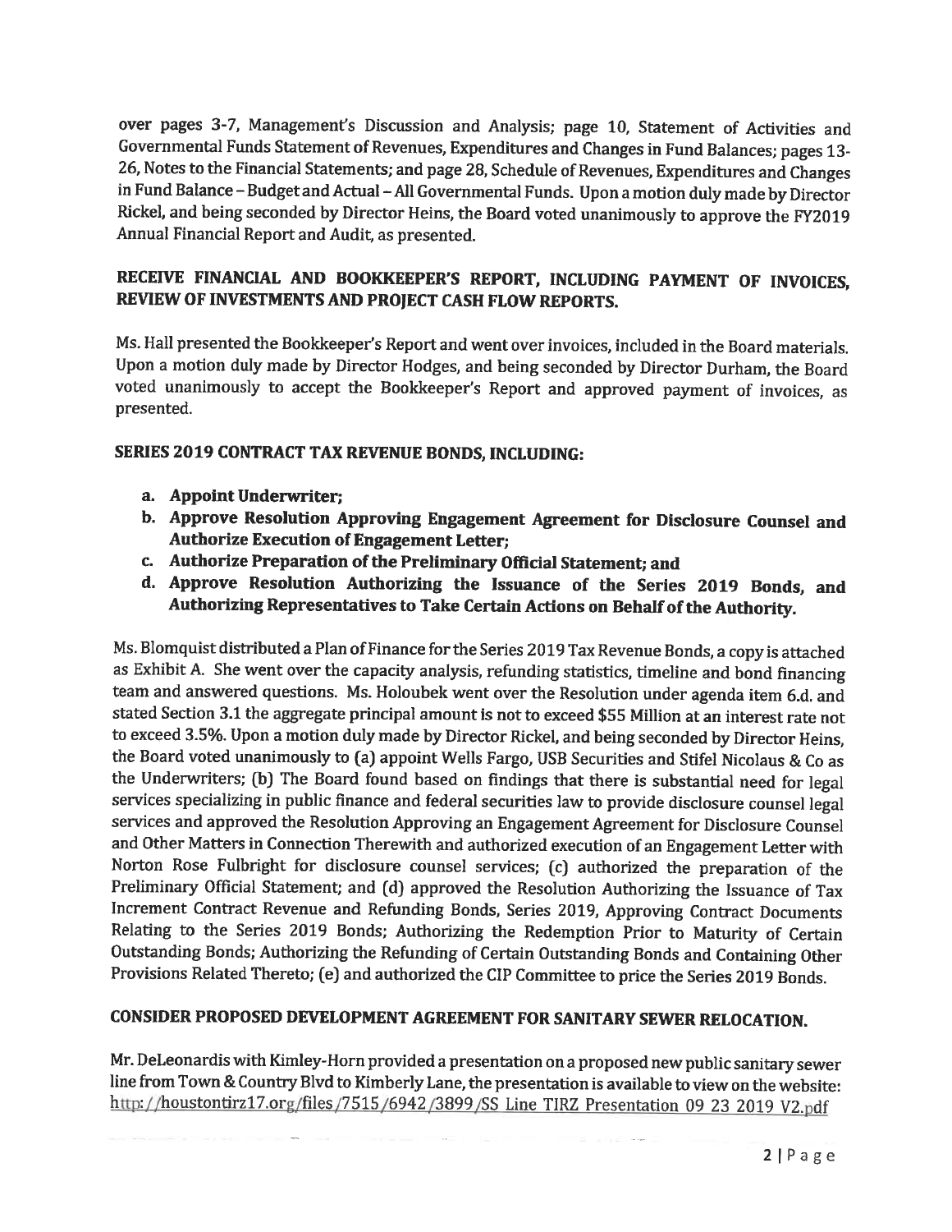over pages 3-7, Management's Discussion and Analysis; page 10, Statement of Activities and Governmental Funds Statement of Revenues, Expenditures and Changes in Fund Balances; pages 13-26, Notes to the Financial Statements; and page 28, Schedule of Revenues, Expenditures and Changes in Fund Balance – Budget and Actual – All Governmental Funds. Upon a motion duly made by Director Rickel, and being seconded by Director Heins, the Board voted unanimously to approve the FY2019 Annual Financial Report and Audit, as presented.

## RECEIVE FINANCIAL AND BOOKKEEPER'S REPORT, INCLUDING PAYMENT OF INVOICES, REVIEW OF INVESTMENTS AND PROJECT CASH FLOW REPORTS.

Ms. Hall presented the Bookkeeper's Report and went over invoices, included in the Board materials. Upon a motion duly made by Director Hodges, and being seconded by Director Durham, the Board voted unanimously to accept the Bookkeeper's Report and approved payment of invoices, as presented.

## SERIES 2019 CONTRACT TAX REVENUE BONDS, INCLUDING:

a. **Appoint Underwriter;**
b. **Approve Resolution Approving Engagement Agreement for Disclosure Counsel and Authorize Execution of Engagement Letter;**
c. **Authorize Preparation of the Preliminary Official Statement; and**
d. **Approve Resolution Authorizing the Issuance of the Series 2019 Bonds, and Authorizing Representatives to Take Certain Actions on Behalf of the Authority.**

Ms. Blomquist distributed a Plan of Finance for the Series 2019 Tax Revenue Bonds, a copy is attached as Exhibit A. She went over the capacity analysis, refunding statistics, timeline and bond financing team and answered questions. Ms. Holoubek went over the Resolution under agenda item 6.d. and stated Section 3.1 the aggregate principal amount is not to exceed $55 Million at an interest rate not to exceed 3.5%. Upon a motion duly made by Director Rickel, and being seconded by Director Heins, the Board voted unanimously to (a) appoint Wells Fargo, USB Securities and Stifel Nicolaus & Co as the Underwriters; (b) The Board found based on findings that there is substantial need for legal services specializing in public finance and federal securities law to provide disclosure counsel legal services and approved the Resolution Approving an Engagement Agreement for Disclosure Counsel and Other Matters in Connection Therewith and authorized execution of an Engagement Letter with Norton Rose Fulbright for disclosure counsel services; (c) authorized the preparation of the Preliminary Official Statement; and (d) approved the Resolution Authorizing the Issuance of Tax Increment Contract Revenue and Refunding Bonds, Series 2019, Approving Contract Documents Relating to the Series 2019 Bonds; Authorizing the Redemption Prior to Maturity of Certain Outstanding Bonds; Authorizing the Refunding of Certain Outstanding Bonds and Containing Other Provisions Related Thereto; (e) and authorized the CIP Committee to price the Series 2019 Bonds.

## CONSIDER PROPOSED DEVELOPMENT AGREEMENT FOR SANITARY SEWER RELOCATION.

Mr. DeLeonardis with Kimley-Horn provided a presentation on a proposed new public sanitary sewer line from Town & Country Blvd to Kimberly Lane, the presentation is available to view on the website: http://houstontirz17.org/files/7515/6942/3899/SS_Line_TIRZ_Presentation_09_23_2019_V2.pdf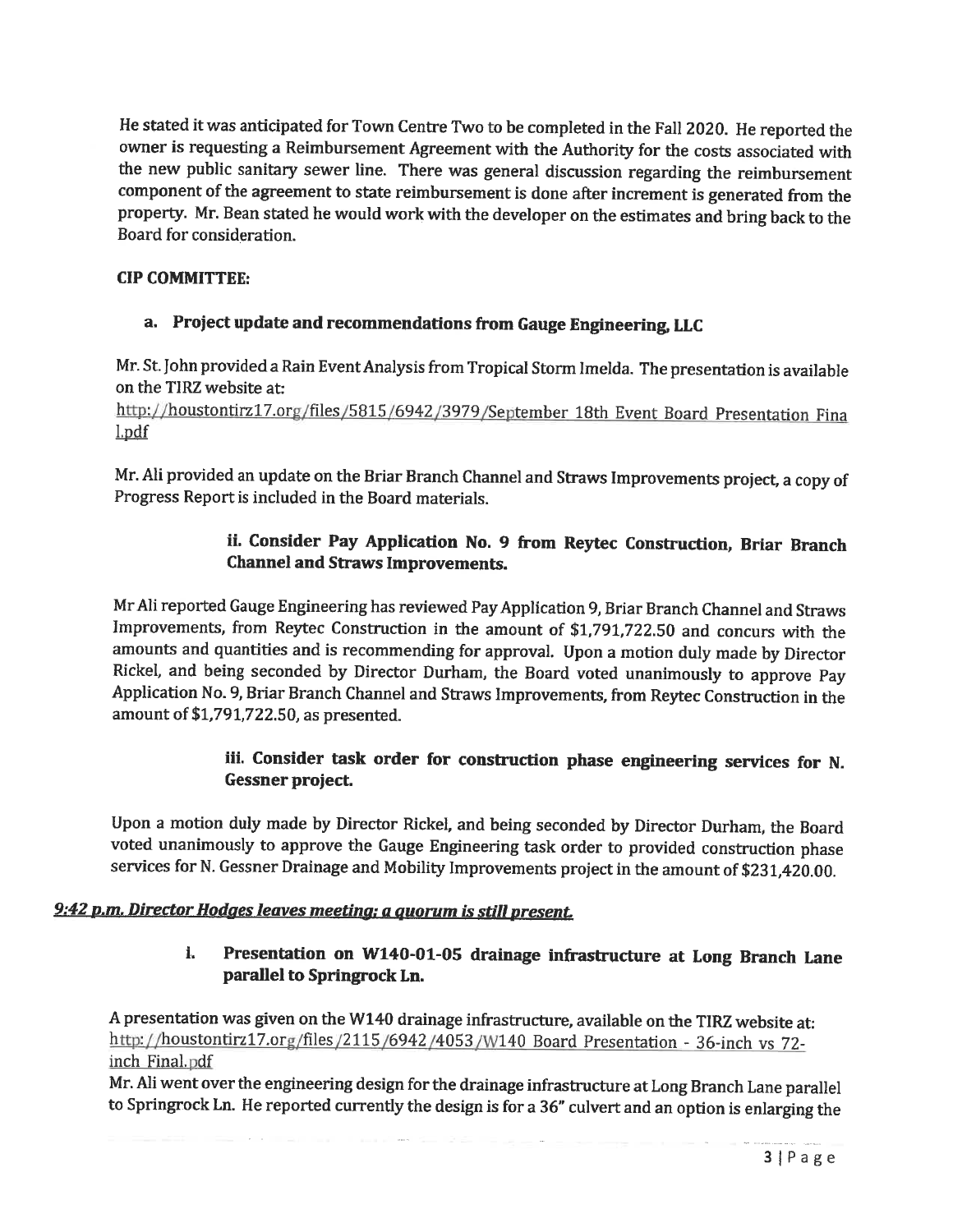He stated it was anticipated for Town Centre Two to be completed in the Fall 2020. He reported the owner is requesting a Reimbursement Agreement with the Authority for the costs associated with the new public sanitary sewer line. There was general discussion regarding the reimbursement component of the agreement to state reimbursement is done after increment is generated from the property. Mr. Bean stated he would work with the developer on the estimates and bring back to the Board for consideration.

**CIP COMMITTEE:**

**a. Project update and recommendations from Gauge Engineering, LLC**

Mr. St. John provided a Rain Event Analysis from Tropical Storm Imelda. The presentation is available on the TIRZ website at:
http://houstontirz17.org/files/5815/6942/3979/September 18th Event Board Presentation Final.pdf

Mr. Ali provided an update on the Briar Branch Channel and Straws Improvements project, a copy of Progress Report is included in the Board materials.

**ii. Consider Pay Application No. 9 from Reytec Construction, Briar Branch Channel and Straws Improvements.**

Mr Ali reported Gauge Engineering has reviewed Pay Application 9, Briar Branch Channel and Straws Improvements, from Reytec Construction in the amount of $1,791,722.50 and concurs with the amounts and quantities and is recommending for approval. Upon a motion duly made by Director Rickel, and being seconded by Director Durham, the Board voted unanimously to approve Pay Application No. 9, Briar Branch Channel and Straws Improvements, from Reytec Construction in the amount of $1,791,722.50, as presented.

**iii. Consider task order for construction phase engineering services for N. Gessner project.**

Upon a motion duly made by Director Rickel, and being seconded by Director Durham, the Board voted unanimously to approve the Gauge Engineering task order to provided construction phase services for N. Gessner Drainage and Mobility Improvements project in the amount of $231,420.00.

***9:42 p.m. Director Hodges leaves meeting; a quorum is still present.***

**i. Presentation on W140-01-05 drainage infrastructure at Long Branch Lane parallel to Springrock Ln.**

A presentation was given on the W140 drainage infrastructure, available on the TIRZ website at: http://houstontirz17.org/files/2115/6942/4053/W140 Board Presentation - 36-inch vs 72-inch Final.pdf
Mr. Ali went over the engineering design for the drainage infrastructure at Long Branch Lane parallel to Springrock Ln. He reported currently the design is for a 36" culvert and an option is enlarging the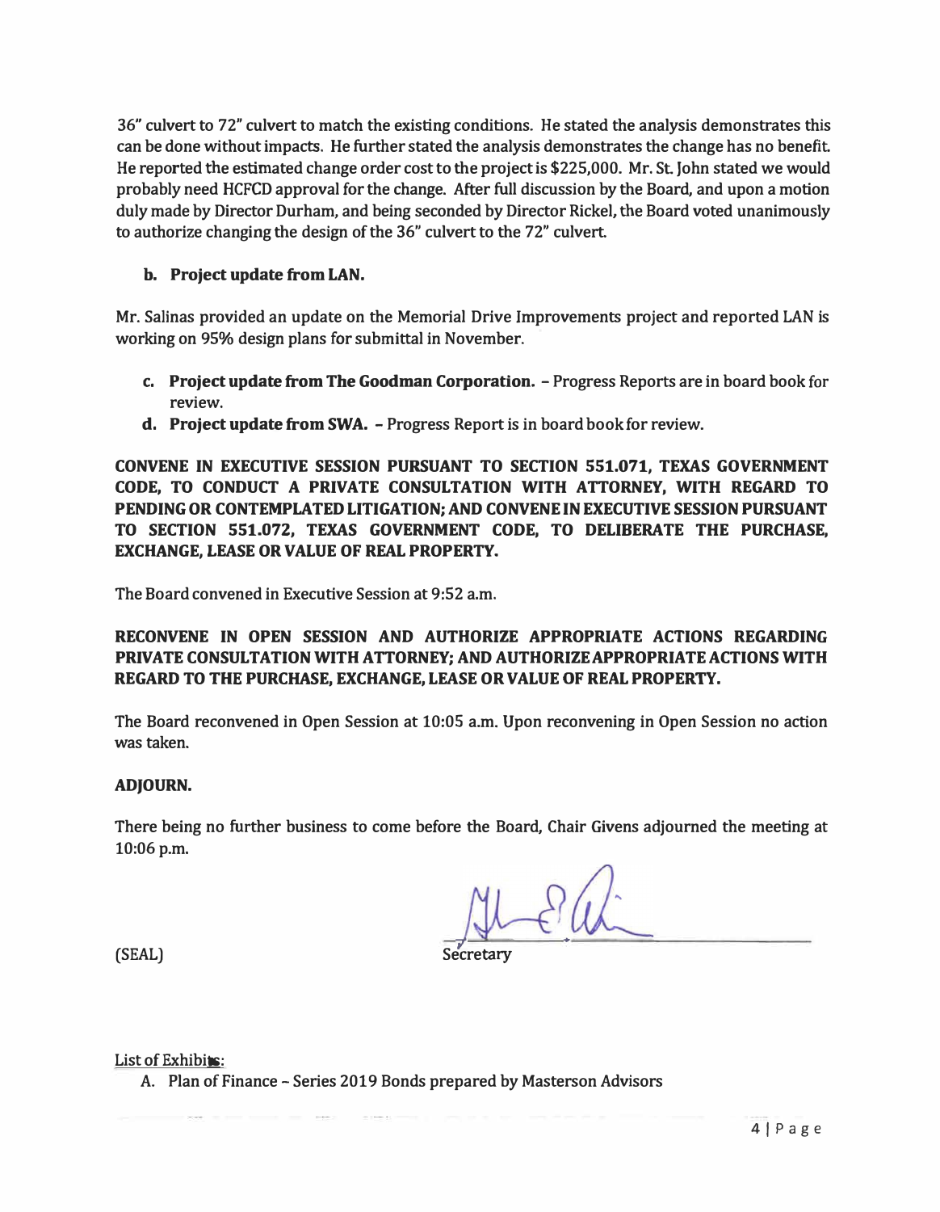36" culvert to 72" culvert to match the existing conditions. He stated the analysis demonstrates this can be done without impacts. He further stated the analysis demonstrates the change has no benefit. He reported the estimated change order cost to the project is $225,000. Mr. St. John stated we would probably need HCFCD approval for the change. After full discussion by the Board, and upon a motion duly made by Director Durham, and being seconded by Director Rickel, the Board voted unanimously to authorize changing the design of the 36" culvert to the 72" culvert.

**b. Project update from LAN.**

Mr. Salinas provided an update on the Memorial Drive Improvements project and reported LAN is working on 95% design plans for submittal in November.

- **c. Project update from The Goodman Corporation.** – Progress Reports are in board book for review.
- **d. Project update from SWA.** – Progress Report is in board book for review.

**CONVENE IN EXECUTIVE SESSION PURSUANT TO SECTION 551.071, TEXAS GOVERNMENT CODE, TO CONDUCT A PRIVATE CONSULTATION WITH ATTORNEY, WITH REGARD TO PENDING OR CONTEMPLATED LITIGATION; AND CONVENE IN EXECUTIVE SESSION PURSUANT TO SECTION 551.072, TEXAS GOVERNMENT CODE, TO DELIBERATE THE PURCHASE, EXCHANGE, LEASE OR VALUE OF REAL PROPERTY.**

The Board convened in Executive Session at 9:52 a.m.

**RECONVENE IN OPEN SESSION AND AUTHORIZE APPROPRIATE ACTIONS REGARDING PRIVATE CONSULTATION WITH ATTORNEY; AND AUTHORIZE APPROPRIATE ACTIONS WITH REGARD TO THE PURCHASE, EXCHANGE, LEASE OR VALUE OF REAL PROPERTY.**

The Board reconvened in Open Session at 10:05 a.m. Upon reconvening in Open Session no action was taken.

**ADJOURN.**

There being no further business to come before the Board, Chair Givens adjourned the meeting at 10:06 p.m.

(SEAL)

Secretary

List of Exhibits:

A. Plan of Finance – Series 2019 Bonds prepared by Masterson Advisors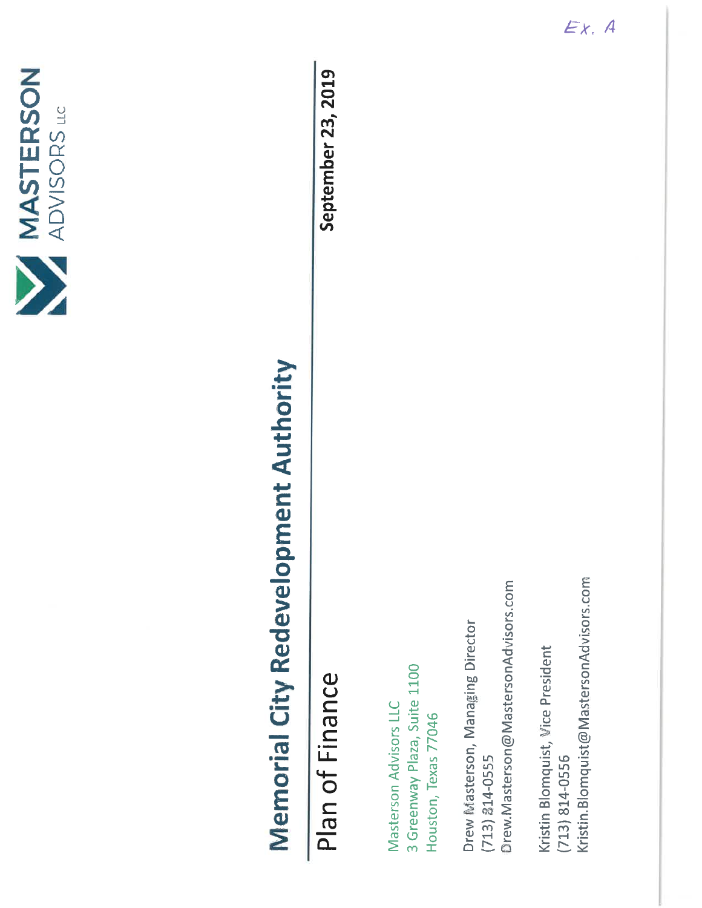Ex. A

MASTERSON ADVISORS LLC

# Memorial City Redevelopment Authority

## Plan of Finance

**September 23, 2019**

Masterson Advisors LLC
3 Greenway Plaza, Suite 1100
Houston, Texas 77046

Drew Masterson, Managing Director
(713) 814-0555
Drew.Masterson@MastersonAdvisors.com

Kristin Blomquist, Vice President
(713) 814-0556
Kristin.Blomquist@MastersonAdvisors.com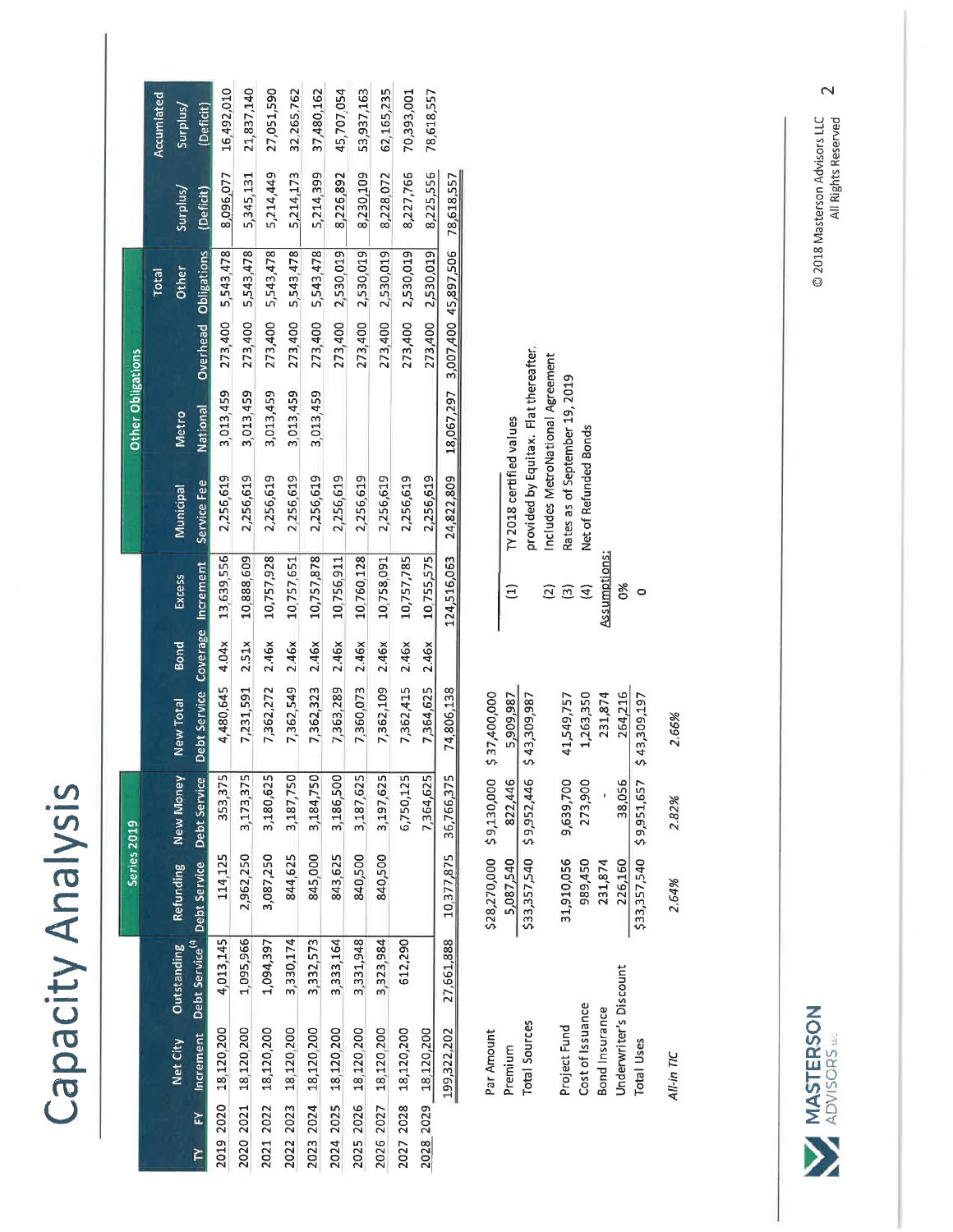# Capacity Analysis

| TY | FY | Net City Increment | Outstanding Debt Service[4] | Series 2019 Refunding Debt Service | Series 2019 New Money Debt Service | New Total Debt Service | Bond Coverage | Excess Increment | Other Obligations Municipal Service Fee | Other Obligations Metro National | Other Obligations Overhead | Total Other Obligations | Surplus/ (Deficit) | Accumulated Surplus/ (Deficit) |
|---|---|---|---|---|---|---|---|---|---|---|---|---|---|---|
| 2019 | 2020 | 18,120,200 | 4,013,145 | 114,125 | 353,375 | 4,480,645 | 4.04x | 13,639,556 | 2,256,619 | 3,013,459 | 273,400 | 5,543,478 | 8,096,077 | 16,492,010 |
| 2020 | 2021 | 18,120,200 | 1,095,966 | 2,962,250 | 3,173,375 | 7,231,591 | 2.51x | 10,888,609 | 2,256,619 | 3,013,459 | 273,400 | 5,543,478 | 5,345,131 | 21,837,140 |
| 2021 | 2022 | 18,120,200 | 1,094,397 | 3,087,250 | 3,180,625 | 7,362,272 | 2.46x | 10,757,928 | 2,256,619 | 3,013,459 | 273,400 | 5,543,478 | 5,214,449 | 27,051,590 |
| 2022 | 2023 | 18,120,200 | 3,330,174 | 844,625 | 3,187,750 | 7,362,549 | 2.46x | 10,757,651 | 2,256,619 | 3,013,459 | 273,400 | 5,543,478 | 5,214,173 | 32,265,762 |
| 2023 | 2024 | 18,120,200 | 3,332,573 | 845,000 | 3,184,750 | 7,362,323 | 2.46x | 10,757,878 | 2,256,619 | 3,013,459 | 273,400 | 5,543,478 | 5,214,399 | 37,480,162 |
| 2024 | 2025 | 18,120,200 | 3,333,164 | 843,625 | 3,186,500 | 7,363,289 | 2.46x | 10,756,911 | 2,256,619 | | 273,400 | 2,530,019 | 8,226,892 | 45,707,054 |
| 2025 | 2026 | 18,120,200 | 3,331,948 | 840,500 | 3,187,625 | 7,360,073 | 2.46x | 10,760,128 | 2,256,619 | | 273,400 | 2,530,019 | 8,230,109 | 53,937,163 |
| 2026 | 2027 | 18,120,200 | 3,323,984 | 840,500 | 3,197,625 | 7,362,109 | 2.46x | 10,758,091 | 2,256,619 | | 273,400 | 2,530,019 | 8,228,072 | 62,165,235 |
| 2027 | 2028 | 18,120,200 | 612,290 | | 6,750,125 | 7,362,415 | 2.46x | 10,757,785 | 2,256,619 | | 273,400 | 2,530,019 | 8,227,766 | 70,393,001 |
| 2028 | 2029 | 18,120,200 | | | 7,364,625 | 7,364,625 | 2.46x | 10,755,575 | 2,256,619 | | 273,400 | 2,530,019 | 8,225,556 | 78,618,557 |
| | | 199,322,202 | 27,661,888 | 10,377,875 | 36,766,375 | 74,806,138 | | 124,516,063 | 24,822,809 | 18,067,297 | 3,007,400 | 45,897,506 | 78,618,557 | |

| | Refunding | New Money | Total |
|---|---|---|---|
| Par Amount | $28,270,000 | $9,130,000 | $37,400,000 |
| Premium | 5,087,540 | 822,446 | 5,909,987 |
| Total Sources | $33,357,540 | $9,952,446 | $43,309,987 |
| | | | |
| Project Fund | 31,910,056 | 9,639,700 | 41,549,757 |
| Cost of Issuance | 989,450 | 273,900 | 1,263,350 |
| Bond Insurance | 231,874 | - | 231,874 |
| Underwriter's Discount | 226,160 | 38,056 | 264,216 |
| Total Uses | $33,357,540 | $9,951,657 | $43,309,197 |
| | | | |
| *All-in TIC* | *2.64%* | *2.82%* | *2.66%* |

(1) TY 2018 certified values provided by Equitax. Flat thereafter.
(2) Includes MetroNational Agreement
(3) Rates as of September 19, 2019
(4) Net of Refunded Bonds

Assumptions:
0%
0

© 2018 Masterson Advisors LLC All Rights Reserved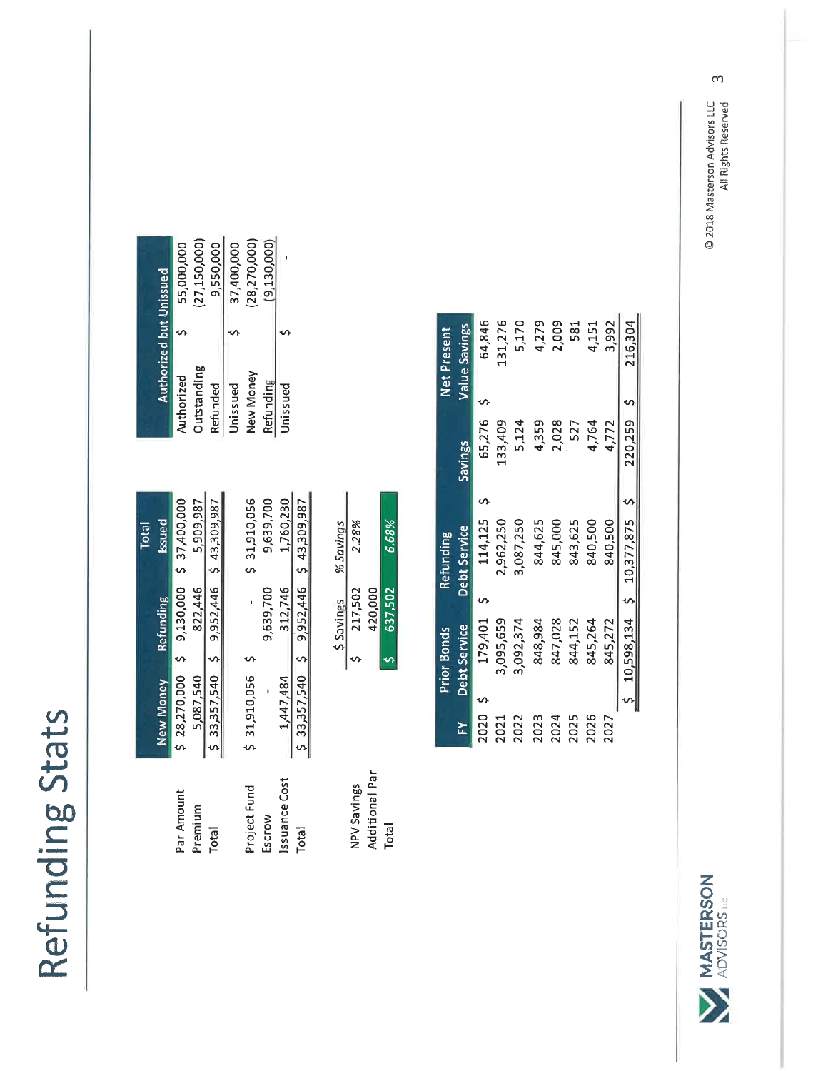# Refunding Stats

| | New Money | Refunding | Total Issued |
|---|---|---|---|
| Par Amount | $ 28,270,000 | $ 9,130,000 | $ 37,400,000 |
| Premium | 5,087,540 | 822,446 | 5,909,987 |
| Total | $ 33,357,540 | $ 9,952,446 | $ 43,309,987 |
| | | | |
| Project Fund | $ 31,910,056 | $ - | $ 31,910,056 |
| Escrow | - | 9,639,700 | 9,639,700 |
| Issuance Cost | 1,447,484 | 312,746 | 1,760,230 |
| Total | $ 33,357,540 | $ 9,952,446 | $ 43,309,987 |

| Authorized but Unissued | |
|---|---|
| Authorized | $ 55,000,000 |
| Outstanding | (27,150,000) |
| Refunded | 9,550,000 |
| Unissued | $ 37,400,000 |
| New Money | (28,270,000) |
| Refunding | (9,130,000) |
| Unissued | $ - |

| | $ Savings | % Savings |
|---|---|---|
| NPV Savings | $ 217,502 | 2.28% |
| Additional Par | 420,000 | |
| Total | $ 637,502 | 6.68% |

| FY | Prior Bonds Debt Service | Refunding Debt Service | Savings | Net Present Value Savings |
|---|---|---|---|---|
| 2020 | $ 179,401 | $ 114,125 | $ 65,276 | $ 64,846 |
| 2021 | 3,095,659 | 2,962,250 | 133,409 | 131,276 |
| 2022 | 3,092,374 | 3,087,250 | 5,124 | 5,170 |
| 2023 | 848,984 | 844,625 | 4,359 | 4,279 |
| 2024 | 847,028 | 845,000 | 2,028 | 2,009 |
| 2025 | 844,152 | 843,625 | 527 | 581 |
| 2026 | 845,264 | 840,500 | 4,764 | 4,151 |
| 2027 | 845,272 | 840,500 | 4,772 | 3,992 |
| | $ 10,598,134 | $ 10,377,875 | $ 220,259 | $ 216,304 |

© 2018 Masterson Advisors LLC
All Rights Reserved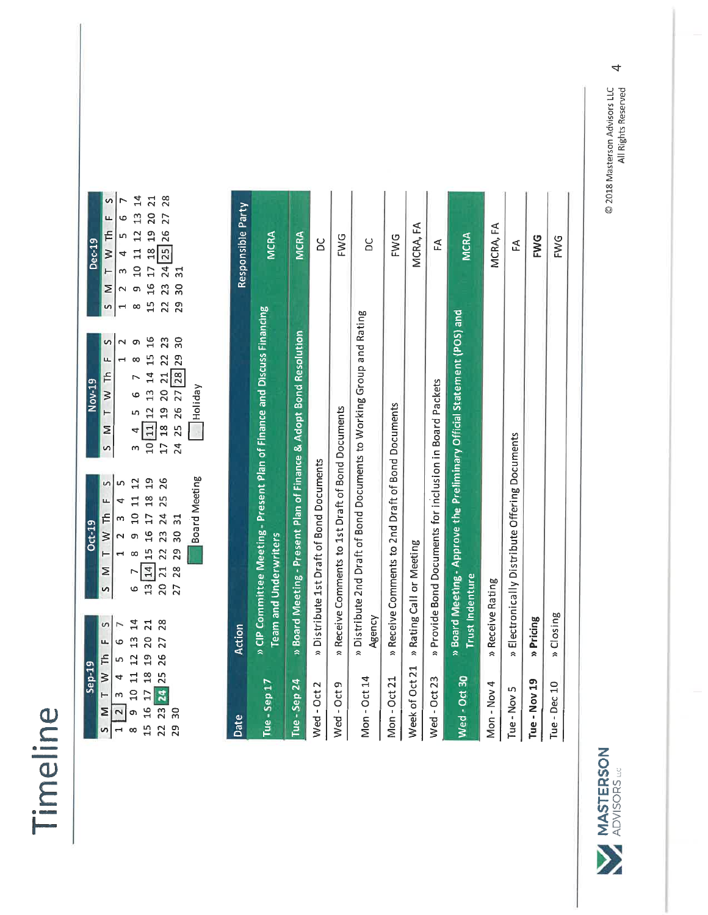# Timeline

| Sep-19 | | | | | | |
|---|---|---|---|---|---|---|
| S | M | T | W | Th | F | S |
| 1 | 2 | 3 | 4 | 5 | 6 | 7 |
| 8 | 9 | 10 | 11 | 12 | 13 | 14 |
| 15 | 16 | 17 | 18 | 19 | 20 | 21 |
| 22 | 23 | 24 | 25 | 26 | 27 | 28 |
| 29 | 30 | | | | | |

| Oct-19 | | | | | | |
|---|---|---|---|---|---|---|
| S | M | T | W | Th | F | S |
| | | 1 | 2 | 3 | 4 | 5 |
| 6 | 7 | 8 | 9 | 10 | 11 | 12 |
| 13 | 14 | 15 | 16 | 17 | 18 | 19 |
| 20 | 21 | 22 | 23 | 24 | 25 | 26 |
| 27 | 28 | 29 | 30 | 31 | | |

| Nov-19 | | | | | | |
|---|---|---|---|---|---|---|
| S | M | T | W | Th | F | S |
| | | | | | 1 | 2 |
| 3 | 4 | 5 | 6 | 7 | 8 | 9 |
| 10 | 11 | 12 | 13 | 14 | 15 | 16 |
| 17 | 18 | 19 | 20 | 21 | 22 | 23 |
| 24 | 25 | 26 | 27 | 28 | 29 | 30 |

| Dec-19 | | | | | | |
|---|---|---|---|---|---|---|
| S | M | T | W | Th | F | S |
| 1 | 2 | 3 | 4 | 5 | 6 | 7 |
| 8 | 9 | 10 | 11 | 12 | 13 | 14 |
| 15 | 16 | 17 | 18 | 19 | 20 | 21 |
| 22 | 23 | 24 | 25 | 26 | 27 | 28 |
| 29 | 30 | 31 | | | | |

Board Meeting | Holiday

| Date | Action | Responsible Party |
|---|---|---|
| Tue - Sep 17 | » CIP Committee Meeting - Present Plan of Finance and Discuss Financing Team and Underwriters | MCRA |
| Tue - Sep 24 | » Board Meeting - Present Plan of Finance & Adopt Bond Resolution | MCRA |
| Wed - Oct 2 | » Distribute 1st Draft of Bond Documents | DC |
| Wed - Oct 9 | » Receive Comments to 1st Draft of Bond Documents | FWG |
| Mon - Oct 14 | » Distribute 2nd Draft of Bond Documents to Working Group and Rating Agency | DC |
| Mon - Oct 21 | » Receive Comments to 2nd Draft of Bond Documents | FWG |
| Week of Oct 21 | » Rating Call or Meeting | MCRA, FA |
| Wed - Oct 23 | » Provide Bond Documents for inclusion in Board Packets | FA |
| Wed - Oct 30 | » Board Meeting - Approve the Preliminary Official Statement (POS) and Trust Indenture | MCRA |
| Mon - Nov 4 | » Receive Rating | MCRA, FA |
| Tue - Nov 5 | » Electronically Distribute Offering Documents | FA |
| **Tue - Nov 19** | **» Pricing** | **FWG** |
| Tue - Dec 10 | » Closing | FWG |

© 2018 Masterson Advisors LLC
All Rights Reserved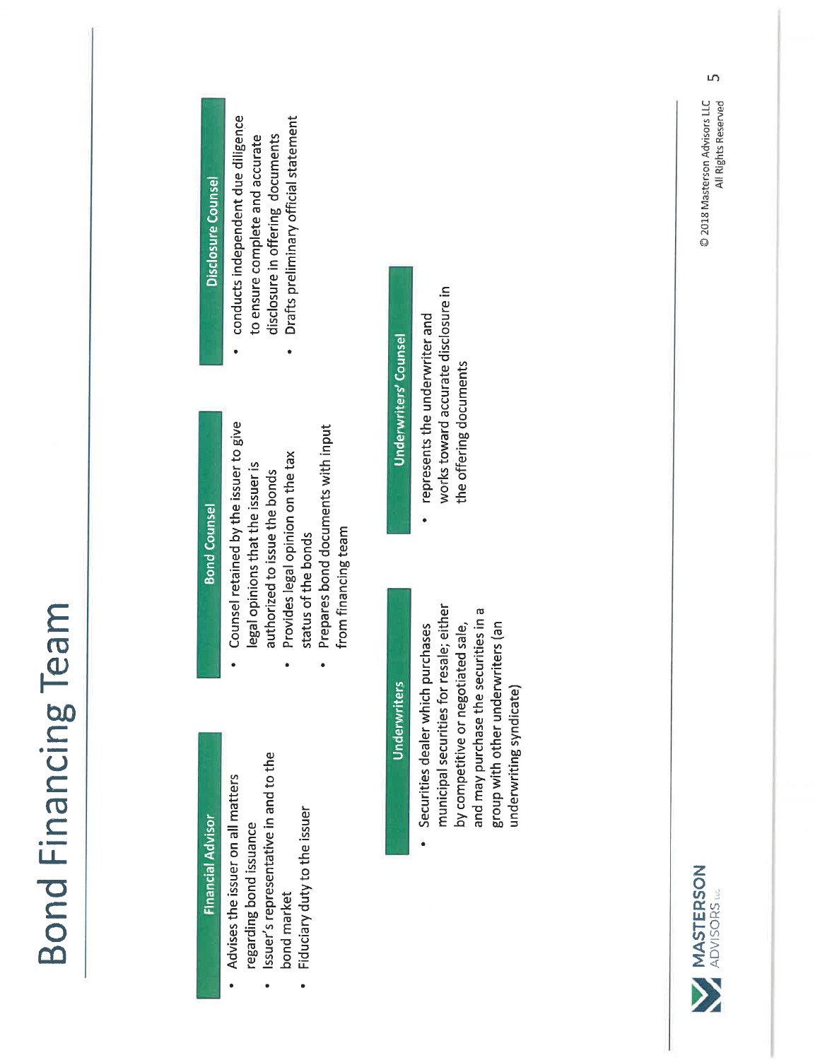# Bond Financing Team

### Financial Advisor

- Advises the issuer on all matters regarding bond issuance
- Issuer's representative in and to the bond market
- Fiduciary duty to the issuer

### Bond Counsel

- Counsel retained by the issuer to give legal opinions that the issuer is authorized to issue the bonds
- Provides legal opinion on the tax status of the bonds
- Prepares bond documents with input from financing team

### Disclosure Counsel

- conducts independent due diligence to ensure complete and accurate disclosure in offering documents
- Drafts preliminary official statement

### Underwriters

- Securities dealer which purchases municipal securities for resale; either by competitive or negotiated sale, and may purchase the securities in a group with other underwriters (an underwriting syndicate)

### Underwriters' Counsel

- represents the underwriter and works toward accurate disclosure in the offering documents

MASTERSON ADVISORS LLC

© 2018 Masterson Advisors LLC
All Rights Reserved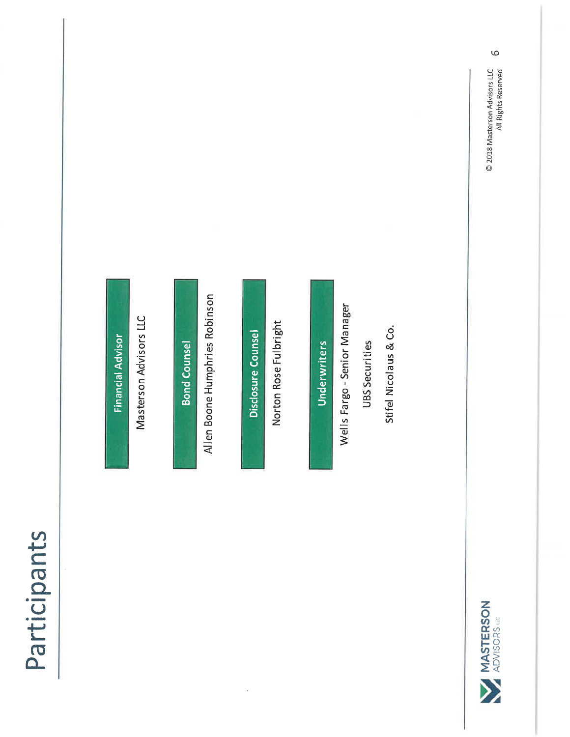# Participants

**Financial Advisor**

Masterson Advisors LLC

**Bond Counsel**

Allen Boone Humphries Robinson

**Disclosure Counsel**

Norton Rose Fulbright

**Underwriters**

Wells Fargo - Senior Manager

UBS Securities

Stifel Nicolaus & Co.

© 2018 Masterson Advisors LLC
All Rights Reserved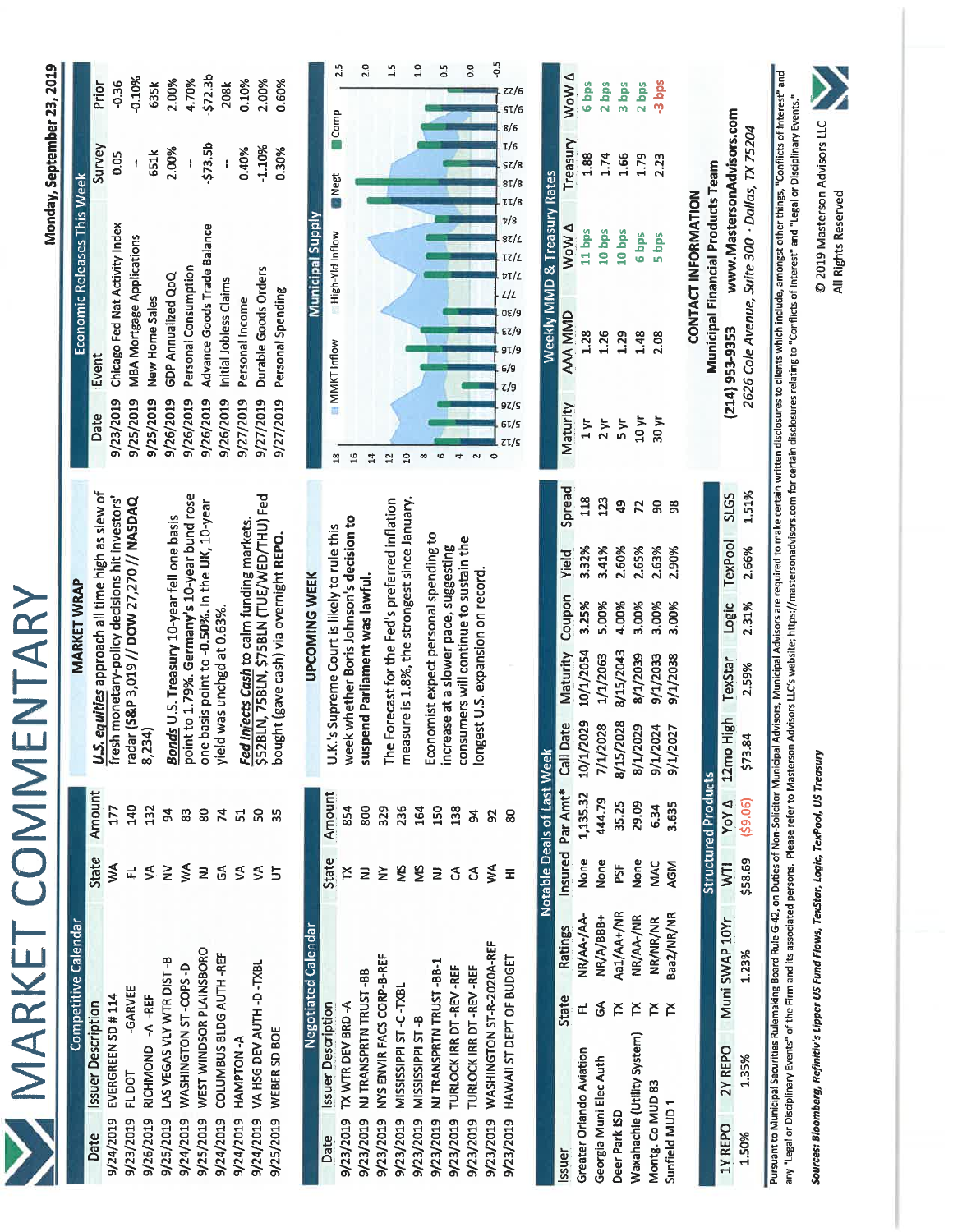# MARKET COMMENTARY

Monday, September 23, 2019

## Competitive Calendar

| Date | Issuer Description | State | Amount |
|---|---|---|---|
| 9/24/2019 | EVERGREEN SD # 114 | WA | 177 |
| 9/23/2019 | FL DOT -GARVEE | FL | 140 |
| 9/26/2019 | RICHMOND -A -REF | VA | 132 |
| 9/25/2019 | LAS VEGAS VLY WTR DIST -B | NV | 94 |
| 9/25/2019 | WASHINGTON ST -COPS -D | WA | 83 |
| 9/25/2019 | WEST WINDSOR PLAINSBORO | NJ | 80 |
| 9/24/2019 | COLUMBUS BLDG AUTH -REF | GA | 74 |
| 9/24/2019 | HAMPTON -A | VA | 51 |
| 9/24/2019 | VA HSG DEV AUTH -D -TXBL | VA | 50 |
| 9/25/2019 | WEBER SD BOE | UT | 35 |

## Negotiated Calendar

| Date | Issuer Description | State | Amount |
|---|---|---|---|
| 9/23/2019 | TX WTR DEV BRD -A | TX | 854 |
| 9/23/2019 | NJ TRANSPRTN TRUST -BB | NJ | 800 |
| 9/23/2019 | NYS ENVIR FACS CORP-B-REF | NY | 329 |
| 9/23/2019 | MISSISSIPPI ST -C -TXBL | MS | 236 |
| 9/23/2019 | MISSISSIPPI ST -B | MS | 164 |
| 9/23/2019 | NJ TRANSPRTN TRUST -BB-1 | NJ | 150 |
| 9/23/2019 | TURLOCK IRR DT -REV -REF | CA | 138 |
| 9/23/2019 | TURLOCK IRR DT -REV -REF | CA | 94 |
| 9/23/2019 | WASHINGTON ST-R-2020A-REF | WA | 92 |
| 9/23/2019 | HAWAII ST DEPT OF BUDGET | HI | 80 |

## MARKET WRAP

***U.S. equities*** approach all time high as slew of fresh monetary-policy decisions hit investors' radar (**S&P 3,019 // DOW 27,270 // NASDAQ** 8,234)

***Bonds*** U.S. **Treasury** 10-year fell one basis point to 1.79%. **Germany's** 10-year bund rose one basis point to **-0.50%.** In the UK, 10-year yield was unchgd at 0.63%.

***Fed Injects Cash*** to calm funding markets. $52BLN, 75BLN, $75BLN (TUE/WED/THU) Fed bought (gave cash) via overnight **REPO.**

## UPCOMING WEEK

U.K.'s Supreme Court is likely to rule this week whether Boris Johnson's **decision to suspend Parliament was lawful.**

The Forecast for the Fed's preferred inflation measure is 1.8%, the strongest since January.

Economist expect personal spending to increase at a slower pace, suggesting consumers will continue to sustain the longest U.S. expansion on record.

## Economic Releases This Week

| Date | Event | Survey | Prior |
|---|---|---|---|
| 9/23/2019 | Chicago Fed Nat Activity Index | 0.05 | -0.36 |
| 9/25/2019 | MBA Mortgage Applications | -- | -0.10% |
| 9/25/2019 | New Home Sales | 651k | 635k |
| 9/26/2019 | GDP Annualized QoQ | 2.00% | 2.00% |
| 9/26/2019 | Personal Consumption | -- | 4.70% |
| 9/26/2019 | Advance Goods Trade Balance | -$73.5b | -$72.3b |
| 9/26/2019 | Initial Jobless Claims | -- | 208k |
| 9/27/2019 | Personal Income | 0.40% | 0.10% |
| 9/27/2019 | Durable Goods Orders | -1.10% | 2.00% |
| 9/27/2019 | Personal Spending | 0.30% | 0.60% |

## Municipal Supply

MMKT Inflow | High-Yld Inflow | Negt | Comp

18, 16, 14, 12, 10, 8, 6, 4, 2, 0

2.5, 2.0, 1.5, 1.0, 0.5, 0.0, -0.5

5/12, 5/19, 5/26, 6/2, 6/9, 6/16, 6/23, 6/30, 7/7, 7/14, 7/21, 7/28, 8/4, 8/11, 8/18, 8/25, 9/1, 9/8, 9/15, 9/22

## Notable Deals of Last Week

| Issuer | State | Ratings | Insured | Par Amt* | Call Date | Maturity | Coupon | Yield | Spread |
|---|---|---|---|---|---|---|---|---|---|
| Greater Orlando Aviation | FL | NR/AA/AA- | None | 1,135.32 | 10/1/2029 | 10/1/2054 | 3.25% | 3.32% | 118 |
| Georgia Muni Elec Auth | GA | NR/A/BBB+ | None | 444.79 | 7/1/2028 | 1/1/2063 | 5.00% | 3.41% | 123 |
| Deer Park ISD | TX | Aa1/AA+/NR | PSF | 35.25 | 8/15/2028 | 8/15/2043 | 4.00% | 2.60% | 49 |
| Waxahachie (Utility System) | TX | NR/AA-/NR | None | 29.09 | 8/1/2029 | 8/1/2039 | 3.00% | 2.65% | 72 |
| Montg. Co MUD 83 | TX | NR/NR/NR | MAC | 6.34 | 9/1/2024 | 9/1/2033 | 3.00% | 2.63% | 90 |
| Sunfield MUD 1 | TX | Baa2/NR/NR | AGM | 3.635 | 9/1/2027 | 9/1/2038 | 3.00% | 2.90% | 98 |

## Weekly MMD & Treasury Rates

| Maturity | AAA MMD | WoW Δ | Treasury | WoW Δ |
|---|---|---|---|---|
| 1 yr | 1.28 | 11 bps | 1.88 | 6 bps |
| 2 yr | 1.26 | 10 bps | 1.74 | 2 bps |
| 5 yr | 1.29 | 10 bps | 1.66 | 3 bps |
| 10 yr | 1.48 | 6 bps | 1.79 | 2 bps |
| 30 yr | 2.08 | 5 bps | 2.23 | -3 bps |

## Structured Products

| 1Y REPO | 2Y REPO | Muni SWAP 10Yr | WTI | YoY Δ | 12mo High | TexStar | Logic | TexPool | SLGS |
|---|---|---|---|---|---|---|---|---|---|
| 1.50% | 1.35% | 1.23% | $58.69 | ($9.06) | $73.84 | 2.59% | 2.31% | 2.66% | 1.51% |

## CONTACT INFORMATION

Municipal Financial Products Team

(214) 953-9353 www.MastersonAdvisors.com

*2626 Cole Avenue, Suite 300 · Dallas, TX 75204*

© 2019 Masterson Advisors LLC
All Rights Reserved

Pursuant to Municipal Securities Rulemaking Board Rule G-42, on Duties of Non-Solicitor Municipal Advisors, Municipal Advisors are required to make certain written disclosures to clients which include, amongst other things, "Conflicts of Interest" and any "Legal or Disciplinary Events" of the Firm and its associated persons. Please refer to Masterson Advisors LLC's website; https://mastersonadvisors.com for certain disclosures relating to "Conflicts of Interest" and "Legal or Disciplinary Events."

***Sources: Bloomberg, Refinitiv's Lipper US Fund Flows, TexStar, Logic, TexPool, US Treasury***